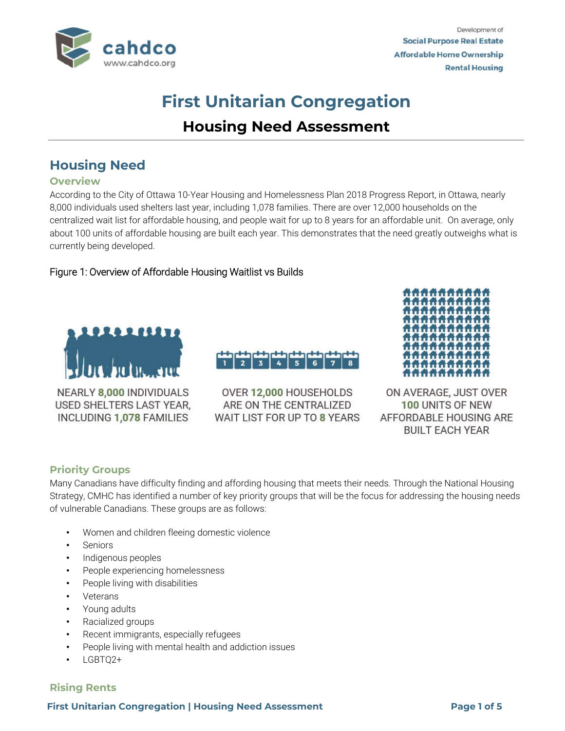# First Unitarian Congregation

## Housing Need Assessment

## Housing Need

### Overview

According to the City of Ottawa 10-Year Housing and Homelessness Plan 2018 Progress Report, in Ottawa, nearly 8,000 individuals used shelters last year, including 1,078 families. There are over 12,000 households on the centralized wait list for affordable housing, and people wait for up to 8 years for an affordable unit. On average, only about 100 units of affordable housing are built each year. This demonstrates that the need greatly outweighs what is currently being developed.

Figure 1: Overview of Affordable Housing Waitlist vs Builds

NEARLY **8,000** INDIVIDUALS USED SHELTERS LAST YEAR, INCLUDING **1,078** FAMILIES

OVER **12,000** HOUSEHOLDS ARE ON THE CENTRALIZED WAIT LIST FOR UP TO **8** YEARS

ON AVERAGE, JUST OVER **100** UNITS OF NEW AFFORDABLE HOUSING ARE BUILT EACH YEAR

### Priority Groups

Many Canadians have difficulty finding and affording housing that meets their needs. Through the National Housing Strategy, CMHC has identified a number of key priority groups that will be the focus for addressing the housing needs of vulnerable Canadians. These groups are as follows:

- Women and children fleeing domestic violence
- Seniors
- Indigenous peoples
- People experiencing homelessness
- People living with disabilities
- Veterans
- Young adults
- Racialized groups
- Recent immigrants, especially refugees
- People living with mental health and addiction issues
- LGBTQ2+

### Rising Rents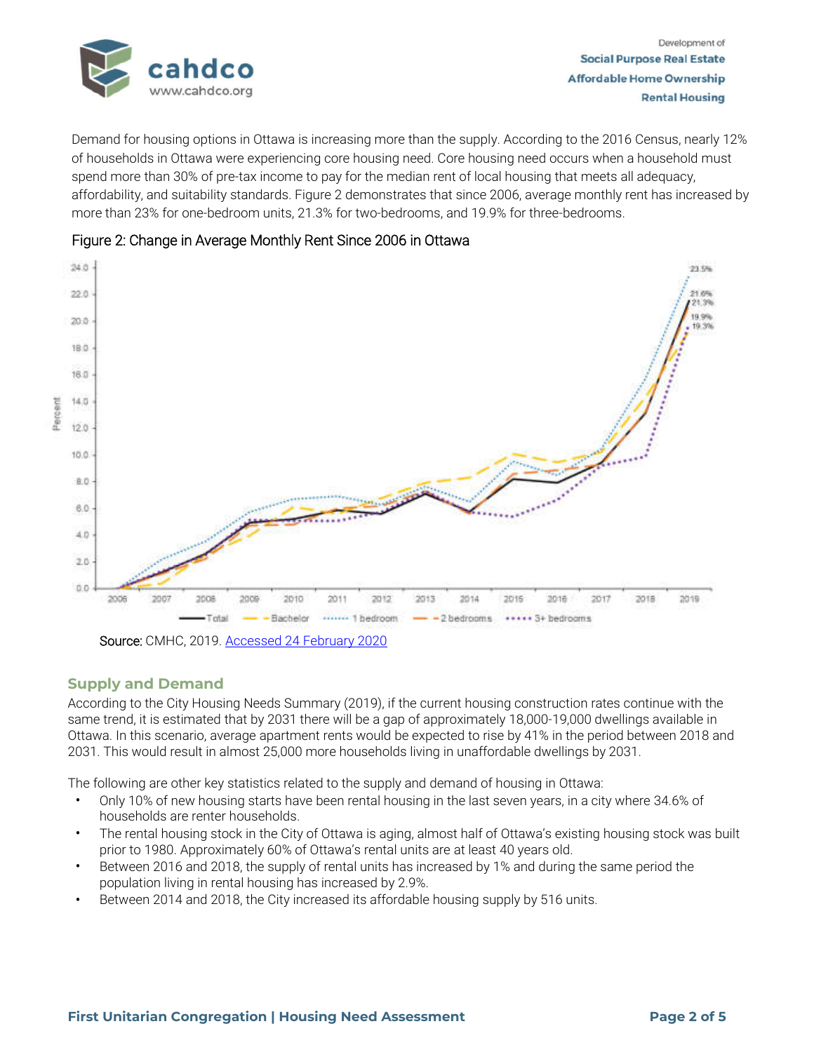Demand for housing options in Ottawa is increasing more than the supply. According to the 2016 Census, nearly 12% of households in Ottawa were experiencing core housing need. Core housing need occurs when a household must spend more than 30% of pre-tax income to pay for the median rent of local housing that meets all adequacy, affordability, and suitability standards. Figure 2 demonstrates that since 2006, average monthly rent has increased by more than 23% for one-bedroom units, 21.3% for two-bedrooms, and 19.9% for three-bedrooms.

Figure 2: Change in Average Monthly Rent Since 2006 in Ottawa

Source: CMHC, 2019. [Accessed 24 February 2020]

## Supply and Demand

According to the City Housing Needs Summary (2019), if the current housing construction rates continue with the same trend, it is estimated that by 2031 there will be a gap of approximately 18,000-19,000 dwellings available in Ottawa. In this scenario, average apartment rents would be expected to rise by 41% in the period between 2018 and 2031. This would result in almost 25,000 more households living in unaffordable dwellings by 2031.

The following are other key statistics related to the supply and demand of housing in Ottawa:

- Only 10% of new housing starts have been rental housing in the last seven years, in a city where 34.6% of households are renter households.
- The rental housing stock in the City of Ottawa is aging, almost half of Ottawa's existing housing stock was built prior to 1980. Approximately 60% of Ottawa's rental units are at least 40 years old.
- Between 2016 and 2018, the supply of rental units has increased by 1% and during the same period the population living in rental housing has increased by 2.9%.
- Between 2014 and 2018, the City increased its affordable housing supply by 516 units.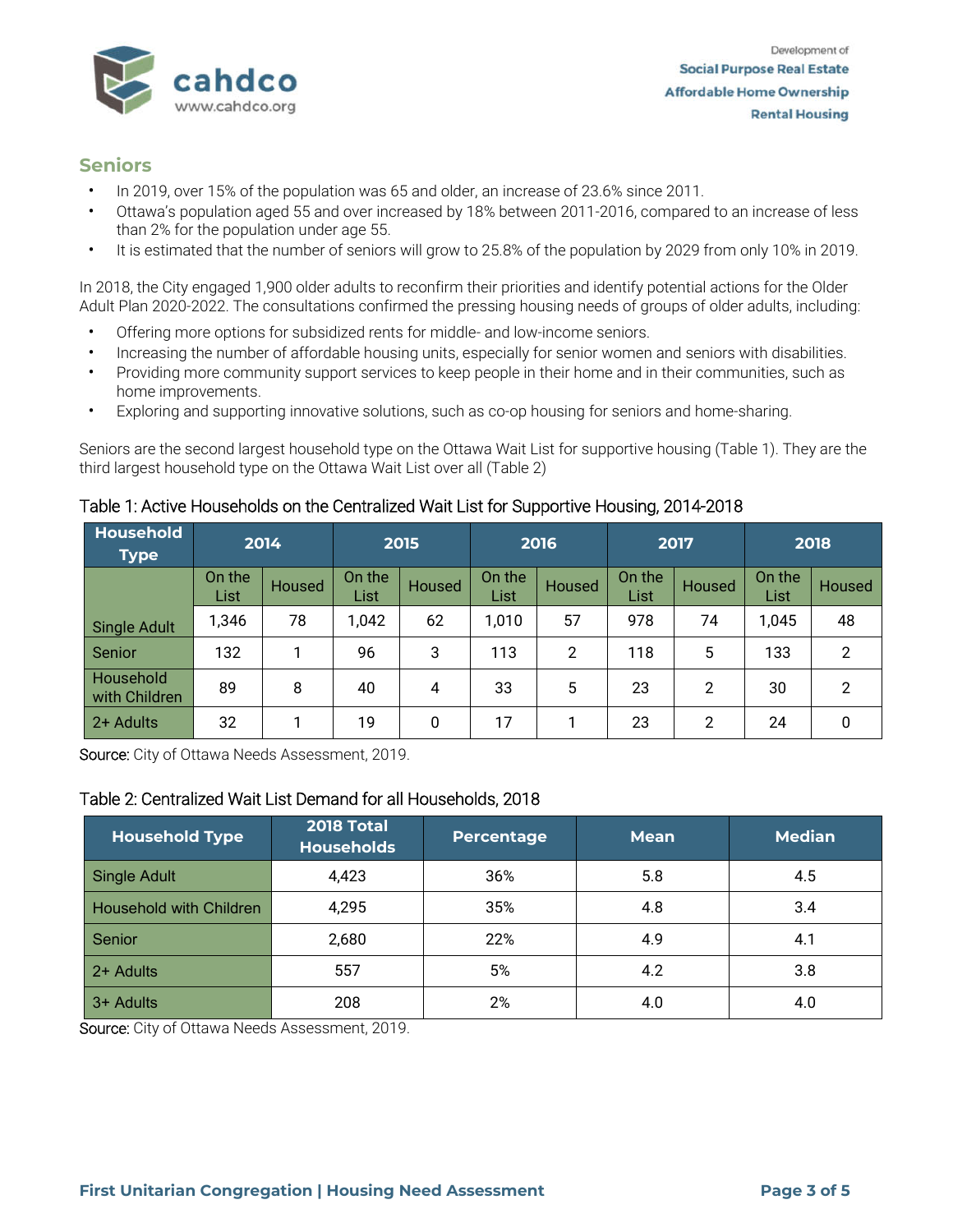## Seniors

- In 2019, over 15% of the population was 65 and older, an increase of 23.6% since 2011.
- Ottawa's population aged 55 and over increased by 18% between 2011-2016, compared to an increase of less than 2% for the population under age 55.
- It is estimated that the number of seniors will grow to 25.8% of the population by 2029 from only 10% in 2019.

In 2018, the City engaged 1,900 older adults to reconfirm their priorities and identify potential actions for the Older Adult Plan 2020-2022. The consultations confirmed the pressing housing needs of groups of older adults, including:

- Offering more options for subsidized rents for middle- and low-income seniors.
- Increasing the number of affordable housing units, especially for senior women and seniors with disabilities.
- Providing more community support services to keep people in their home and in their communities, such as home improvements.
- Exploring and supporting innovative solutions, such as co-op housing for seniors and home-sharing.

Seniors are the second largest household type on the Ottawa Wait List for supportive housing (Table 1). They are the third largest household type on the Ottawa Wait List over all (Table 2)

Table 1: Active Households on the Centralized Wait List for Supportive Housing, 2014-2018

| Household Type | 2014 | | 2015 | | 2016 | | 2017 | | 2018 | |
|---|---|---|---|---|---|---|---|---|---|---|
| | On the List | Housed | On the List | Housed | On the List | Housed | On the List | Housed | On the List | Housed |
| Single Adult | 1,346 | 78 | 1,042 | 62 | 1,010 | 57 | 978 | 74 | 1,045 | 48 |
| Senior | 132 | 1 | 96 | 3 | 113 | 2 | 118 | 5 | 133 | 2 |
| Household with Children | 89 | 8 | 40 | 4 | 33 | 5 | 23 | 2 | 30 | 2 |
| 2+ Adults | 32 | 1 | 19 | 0 | 17 | 1 | 23 | 2 | 24 | 0 |

Source: City of Ottawa Needs Assessment, 2019.

Table 2: Centralized Wait List Demand for all Households, 2018

| Household Type | 2018 Total Households | Percentage | Mean | Median |
|---|---|---|---|---|
| Single Adult | 4,423 | 36% | 5.8 | 4.5 |
| Household with Children | 4,295 | 35% | 4.8 | 3.4 |
| Senior | 2,680 | 22% | 4.9 | 4.1 |
| 2+ Adults | 557 | 5% | 4.2 | 3.8 |
| 3+ Adults | 208 | 2% | 4.0 | 4.0 |

Source: City of Ottawa Needs Assessment, 2019.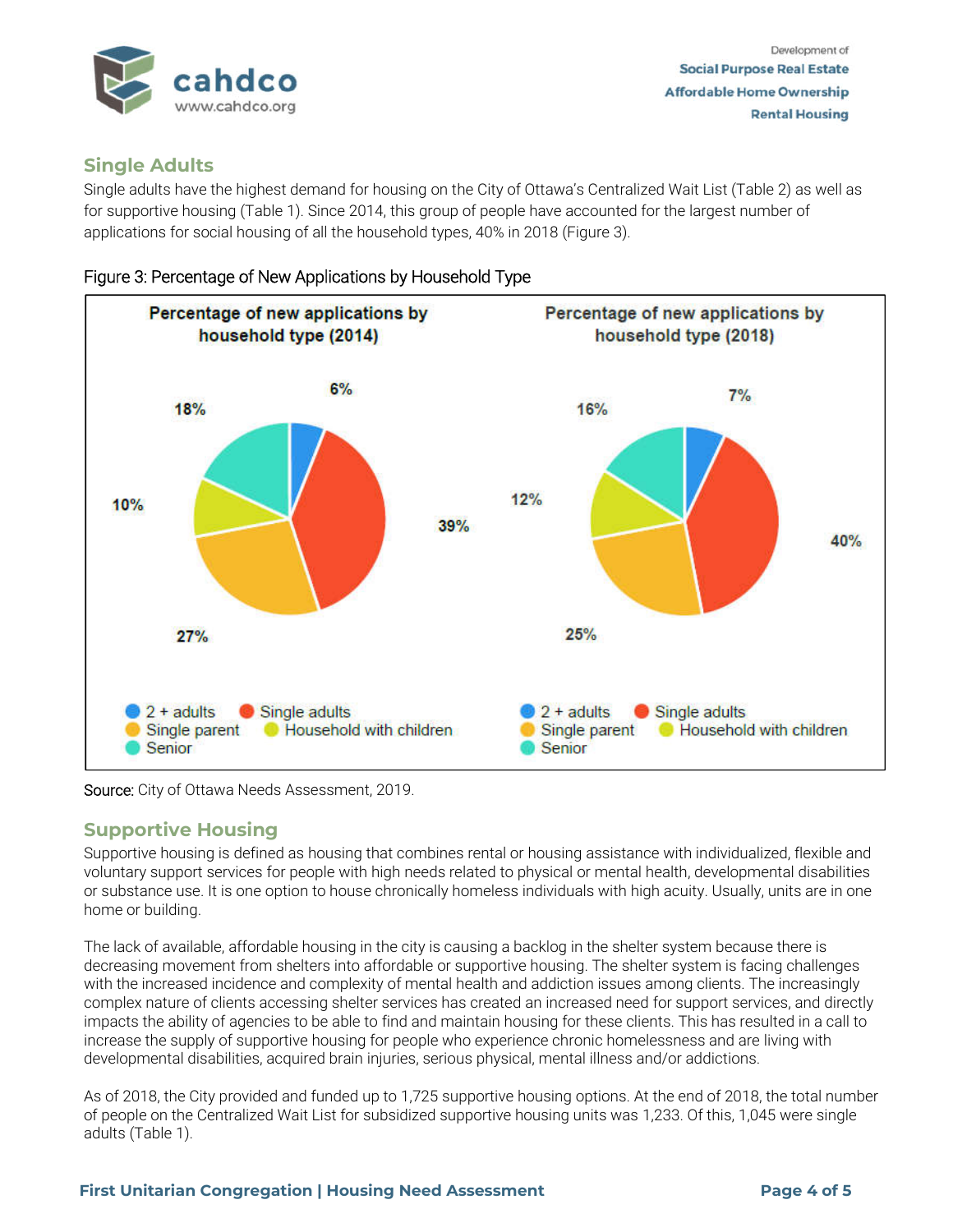## Single Adults

Single adults have the highest demand for housing on the City of Ottawa's Centralized Wait List (Table 2) as well as for supportive housing (Table 1). Since 2014, this group of people have accounted for the largest number of applications for social housing of all the household types, 40% in 2018 (Figure 3).

Figure 3: Percentage of New Applications by Household Type

| Household type | 2014 | 2018 |
|---|---|---|
| 2 + adults | 6% | 7% |
| Single adults | 39% | 40% |
| Single parent | 27% | 25% |
| Household with children | 10% | 12% |
| Senior | 18% | 16% |

Source: City of Ottawa Needs Assessment, 2019.

## Supportive Housing

Supportive housing is defined as housing that combines rental or housing assistance with individualized, flexible and voluntary support services for people with high needs related to physical or mental health, developmental disabilities or substance use. It is one option to house chronically homeless individuals with high acuity. Usually, units are in one home or building.

The lack of available, affordable housing in the city is causing a backlog in the shelter system because there is decreasing movement from shelters into affordable or supportive housing. The shelter system is facing challenges with the increased incidence and complexity of mental health and addiction issues among clients. The increasingly complex nature of clients accessing shelter services has created an increased need for support services, and directly impacts the ability of agencies to be able to find and maintain housing for these clients. This has resulted in a call to increase the supply of supportive housing for people who experience chronic homelessness and are living with developmental disabilities, acquired brain injuries, serious physical, mental illness and/or addictions.

As of 2018, the City provided and funded up to 1,725 supportive housing options. At the end of 2018, the total number of people on the Centralized Wait List for subsidized supportive housing units was 1,233. Of this, 1,045 were single adults (Table 1).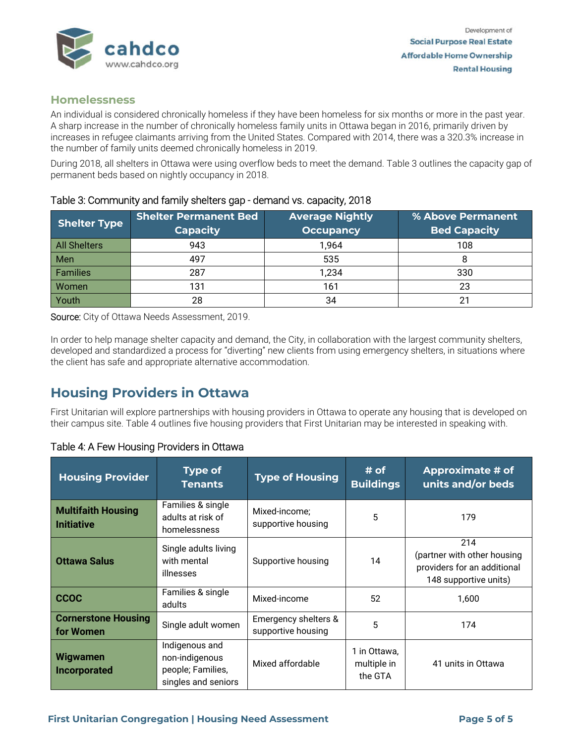## Homelessness

An individual is considered chronically homeless if they have been homeless for six months or more in the past year. A sharp increase in the number of chronically homeless family units in Ottawa began in 2016, primarily driven by increases in refugee claimants arriving from the United States. Compared with 2014, there was a 320.3% increase in the number of family units deemed chronically homeless in 2019.

During 2018, all shelters in Ottawa were using overflow beds to meet the demand. Table 3 outlines the capacity gap of permanent beds based on nightly occupancy in 2018.

Table 3: Community and family shelters gap - demand vs. capacity, 2018

| Shelter Type | Shelter Permanent Bed Capacity | Average Nightly Occupancy | % Above Permanent Bed Capacity |
|---|---|---|---|
| All Shelters | 943 | 1,964 | 108 |
| Men | 497 | 535 | 8 |
| Families | 287 | 1,234 | 330 |
| Women | 131 | 161 | 23 |
| Youth | 28 | 34 | 21 |

Source: City of Ottawa Needs Assessment, 2019.

In order to help manage shelter capacity and demand, the City, in collaboration with the largest community shelters, developed and standardized a process for "diverting" new clients from using emergency shelters, in situations where the client has safe and appropriate alternative accommodation.

# Housing Providers in Ottawa

First Unitarian will explore partnerships with housing providers in Ottawa to operate any housing that is developed on their campus site. Table 4 outlines five housing providers that First Unitarian may be interested in speaking with.

Table 4: A Few Housing Providers in Ottawa

| Housing Provider | Type of Tenants | Type of Housing | # of Buildings | Approximate # of units and/or beds |
|---|---|---|---|---|
| **Multifaith Housing Initiative** | Families & single adults at risk of homelessness | Mixed-income; supportive housing | 5 | 179 |
| **Ottawa Salus** | Single adults living with mental illnesses | Supportive housing | 14 | 214 (partner with other housing providers for an additional 148 supportive units) |
| **CCOC** | Families & single adults | Mixed-income | 52 | 1,600 |
| **Cornerstone Housing for Women** | Single adult women | Emergency shelters & supportive housing | 5 | 174 |
| **Wigwamen Incorporated** | Indigenous and non-indigenous people; Families, singles and seniors | Mixed affordable | 1 in Ottawa, multiple in the GTA | 41 units in Ottawa |